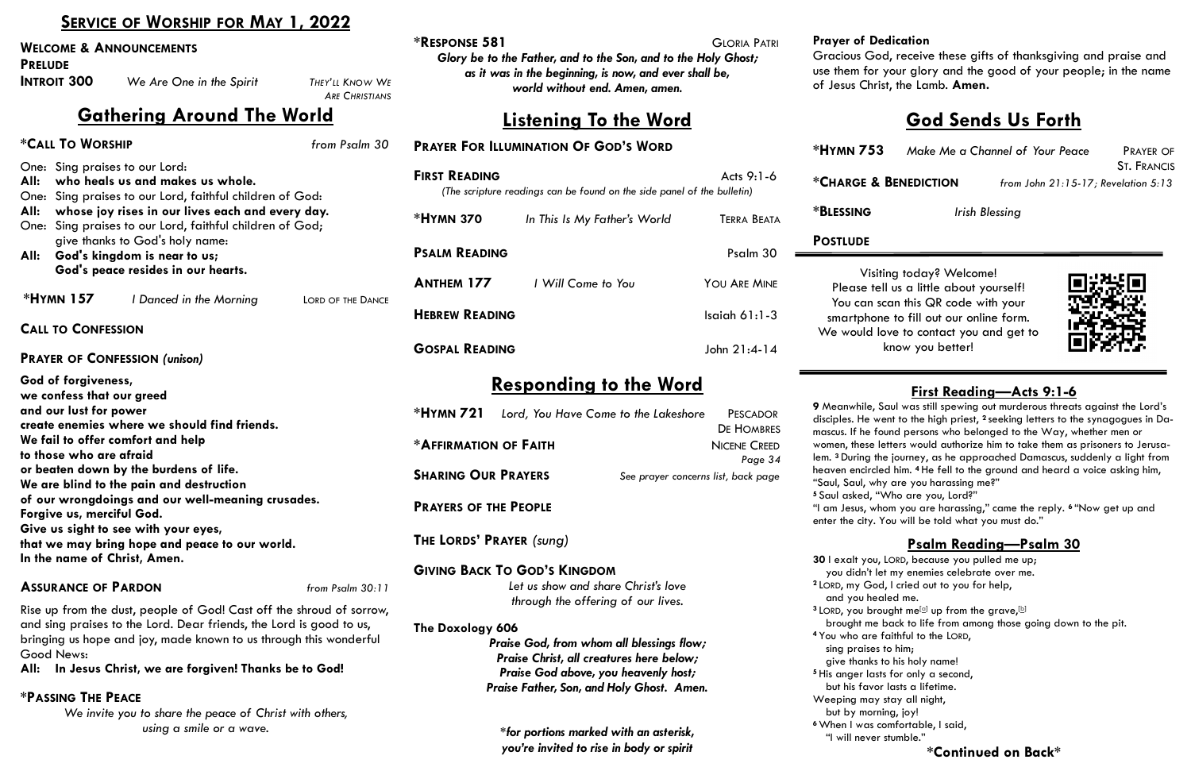# Service of Worship for May 1, 2022

**Welcome & Announcements**

**Prelude**

**Introit 300** — *We Are One in the Spirit* — *They'll Know We Are Christians*

## Gathering Around The World

**\*Call To Worship** — *from Psalm 30*

One: Sing praises to our Lord:
**All: who heals us and makes us whole.**
One: Sing praises to our Lord, faithful children of God:
**All: whose joy rises in our lives each and every day.**
One: Sing praises to our Lord, faithful children of God; give thanks to God's holy name:
**All: God's kingdom is near to us; God's peace resides in our hearts.**

**\*Hymn 157** — *I Danced in the Morning* — *Lord of the Dance*

**Call to Confession**

**Prayer of Confession** *(unison)*

**God of forgiveness,
we confess that our greed
and our lust for power
create enemies where we should find friends.
We fail to offer comfort and help
to those who are afraid
or beaten down by the burdens of life.
We are blind to the pain and destruction
of our wrongdoings and our well-meaning crusades.
Forgive us, merciful God.
Give us sight to see with your eyes,
that we may bring hope and peace to our world.
In the name of Christ, Amen.**

**Assurance of Pardon** — *from Psalm 30:11*

Rise up from the dust, people of God! Cast off the shroud of sorrow, and sing praises to the Lord. Dear friends, the Lord is good to us, bringing us hope and joy, made known to us through this wonderful Good News:

**All: In Jesus Christ, we are forgiven! Thanks be to God!**

**\*Passing The Peace**

*We invite you to share the peace of Christ with others, using a smile or a wave.*

**\*Response 581** — *Gloria Patri*

***Glory be to the Father, and to the Son, and to the Holy Ghost; as it was in the beginning, is now, and ever shall be, world without end. Amen, amen.***

## Listening To the Word

**Prayer For Illumination Of God's Word**

**First Reading** — Acts 9:1-6

*(The scripture readings can be found on the side panel of the bulletin)*

**\*Hymn 370** — *In This Is My Father's World* — *Terra Beata*

**Psalm Reading** — Psalm 30

**Anthem 177** — *I Will Come to You* — *You Are Mine*

**Hebrew Reading** — Isaiah 61:1-3

**Gospal Reading** — John 21:4-14

## Responding to the Word

**\*Hymn 721** — *Lord, You Have Come to the Lakeshore* — *Pescador De Hombres*

**\*Affirmation of Faith** — *Nicene Creed, Page 34*

**Sharing Our Prayers** — *See prayer concerns list, back page*

**Prayers of the People**

**The Lords' Prayer** *(sung)*

**Giving Back To God's Kingdom**

*Let us show and share Christ's love through the offering of our lives.*

**The Doxology 606**

***Praise God, from whom all blessings flow;
Praise Christ, all creatures here below;
Praise God above, you heavenly host;
Praise Father, Son, and Holy Ghost. Amen.***

***\*for portions marked with an asterisk, you're invited to rise in body or spirit***

**Prayer of Dedication**

Gracious God, receive these gifts of thanksgiving and praise and use them for your glory and the good of your people; in the name of Jesus Christ, the Lamb. **Amen.**

## God Sends Us Forth

**\*Hymn 753** — *Make Me a Channel of Your Peace* — *Prayer of St. Francis*

**\*Charge & Benediction** — *from John 21:15-17; Revelation 5:13*

**\*Blessing** — *Irish Blessing*

**Postlude**

Visiting today? Welcome! Please tell us a little about yourself! You can scan this QR code with your smartphone to fill out our online form. We would love to contact you and get to know you better!

### First Reading—Acts 9:1-6

9 Meanwhile, Saul was still spewing out murderous threats against the Lord's disciples. He went to the high priest, 2 seeking letters to the synagogues in Damascus. If he found persons who belonged to the Way, whether men or women, these letters would authorize him to take them as prisoners to Jerusalem. 3 During the journey, as he approached Damascus, suddenly a light from heaven encircled him. 4 He fell to the ground and heard a voice asking him, "Saul, Saul, why are you harassing me?"
5 Saul asked, "Who are you, Lord?"
"I am Jesus, whom you are harassing," came the reply. 6 "Now get up and enter the city. You will be told what you must do."

### Psalm Reading—Psalm 30

30 I exalt you, Lord, because you pulled me up;
 you didn't let my enemies celebrate over me.
2 Lord, my God, I cried out to you for help,
 and you healed me.
3 Lord, you brought me[a] up from the grave,[b]
 brought me back to life from among those going down to the pit.
4 You who are faithful to the Lord,
 sing praises to him;
 give thanks to his holy name!
5 His anger lasts for only a second,
 but his favor lasts a lifetime.
Weeping may stay all night,
 but by morning, joy!
6 When I was comfortable, I said,
 "I will never stumble."

**\*Continued on Back\***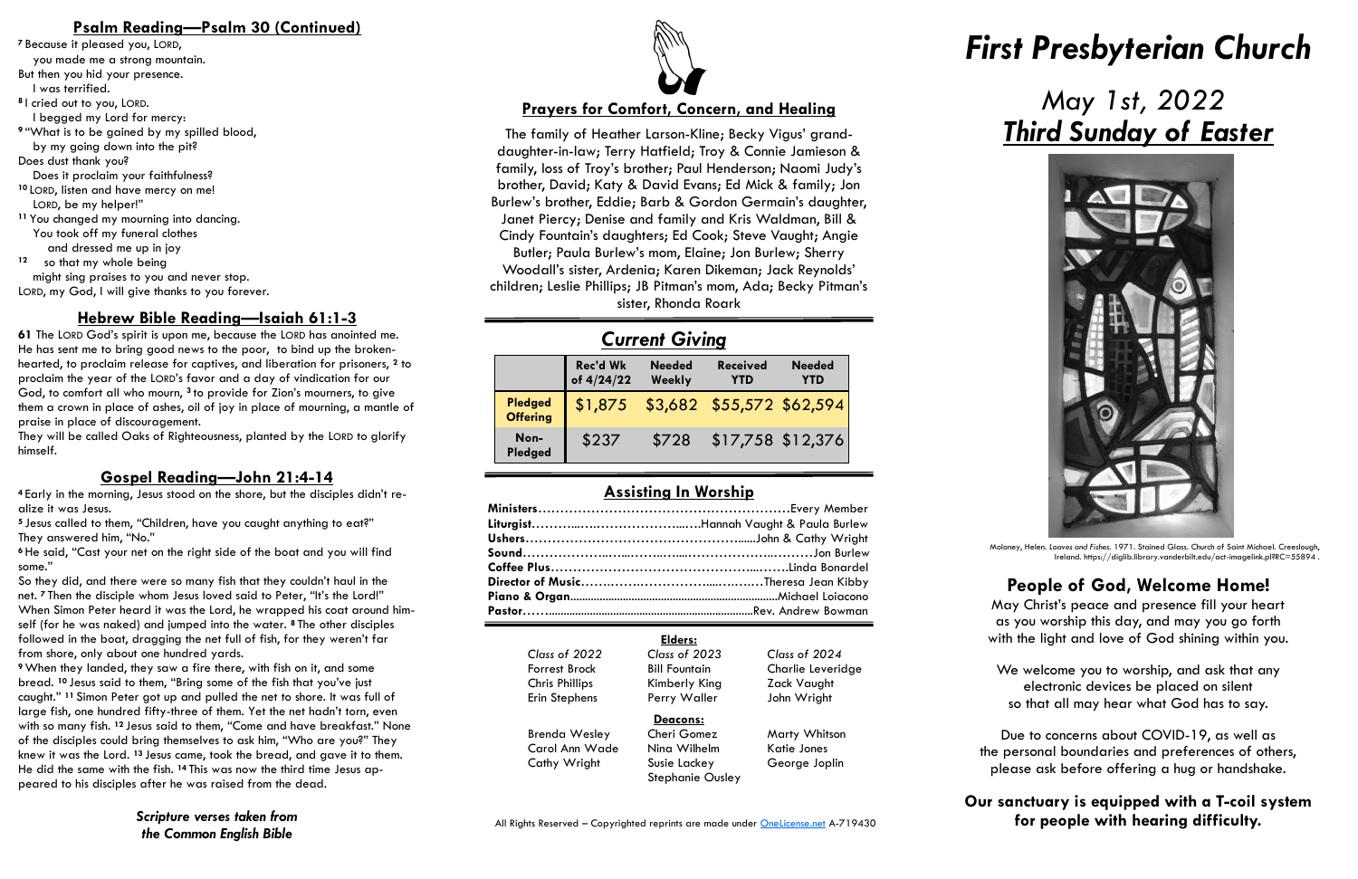## Psalm Reading—Psalm 30 (Continued)

[7] Because it pleased you, LORD,
you made me a strong mountain.
But then you hid your presence.
I was terrified.
[8] I cried out to you, LORD.
I begged my Lord for mercy:
[9] "What is to be gained by my spilled blood,
by my going down into the pit?
Does dust thank you?
Does it proclaim your faithfulness?
[10] LORD, listen and have mercy on me!
LORD, be my helper!"
[11] You changed my mourning into dancing.
You took off my funeral clothes
and dressed me up in joy
[12] so that my whole being
might sing praises to you and never stop.
LORD, my God, I will give thanks to you forever.

## Hebrew Bible Reading—Isaiah 61:1-3

**61** The LORD God's spirit is upon me, because the LORD has anointed me. He has sent me to bring good news to the poor, to bind up the broken-hearted, to proclaim release for captives, and liberation for prisoners, [2] to proclaim the year of the LORD's favor and a day of vindication for our God, to comfort all who mourn, [3] to provide for Zion's mourners, to give them a crown in place of ashes, oil of joy in place of mourning, a mantle of praise in place of discouragement.
They will be called Oaks of Righteousness, planted by the LORD to glorify himself.

## Gospel Reading—John 21:4-14

[4] Early in the morning, Jesus stood on the shore, but the disciples didn't realize it was Jesus.
[5] Jesus called to them, "Children, have you caught anything to eat?" They answered him, "No."
[6] He said, "Cast your net on the right side of the boat and you will find some."
So they did, and there were so many fish that they couldn't haul in the net. [7] Then the disciple whom Jesus loved said to Peter, "It's the Lord!" When Simon Peter heard it was the Lord, he wrapped his coat around himself (for he was naked) and jumped into the water. [8] The other disciples followed in the boat, dragging the net full of fish, for they weren't far from shore, only about one hundred yards.
[9] When they landed, they saw a fire there, with fish on it, and some bread. [10] Jesus said to them, "Bring some of the fish that you've just caught." [11] Simon Peter got up and pulled the net to shore. It was full of large fish, one hundred fifty-three of them. Yet the net hadn't torn, even with so many fish. [12] Jesus said to them, "Come and have breakfast." None of the disciples could bring themselves to ask him, "Who are you?" They knew it was the Lord. [13] Jesus came, took the bread, and gave it to them. He did the same with the fish. [14] This was now the third time Jesus appeared to his disciples after he was raised from the dead.

***Scripture verses taken from the Common English Bible***

## Prayers for Comfort, Concern, and Healing

The family of Heather Larson-Kline; Becky Vigus' granddaughter-in-law; Terry Hatfield; Troy & Connie Jamieson & family, loss of Troy's brother; Paul Henderson; Naomi Judy's brother, David; Katy & David Evans; Ed Mick & family; Jon Burlew's brother, Eddie; Barb & Gordon Germain's daughter, Janet Piercy; Denise and family and Kris Waldman, Bill & Cindy Fountain's daughters; Ed Cook; Steve Vaught; Angie Butler; Paula Burlew's mom, Elaine; Jon Burlew; Sherry Woodall's sister, Ardenia; Karen Dikeman; Jack Reynolds' children; Leslie Phillips; JB Pitman's mom, Ada; Becky Pitman's sister, Rhonda Roark

## *Current Giving*

| | Rec'd Wk of 4/24/22 | Needed Weekly | Received YTD | Needed YTD |
|---|---|---|---|---|
| Pledged Offering | $1,875 | $3,682 | $55,572 | $62,594 |
| Non-Pledged | $237 | $728 | $17,758 | $12,376 |

## Assisting In Worship

**Ministers**......Every Member
**Liturgist**......Hannah Vaught & Paula Burlew
**Ushers**......John & Cathy Wright
**Sound**......Jon Burlew
**Coffee Plus**......Linda Bonardel
**Director of Music**......Theresa Jean Kibby
**Piano & Organ**......Michael Loiacono
**Pastor**......Rev. Andrew Bowman

**Elders:**

| *Class of 2022* | *Class of 2023* | *Class of 2024* |
|---|---|---|
| Forrest Brock | Bill Fountain | Charlie Leveridge |
| Chris Phillips | Kimberly King | Zack Vaught |
| Erin Stephens | Perry Waller | John Wright |

**Deacons:**

| | | |
|---|---|---|
| Brenda Wesley | Cheri Gomez | Marty Whitson |
| Carol Ann Wade | Nina Wilhelm | Katie Jones |
| Cathy Wright | Susie Lackey | George Joplin |
| | Stephanie Ousley | |

All Rights Reserved – Copyrighted reprints are made under OneLicense.net A-719430

# *First Presbyterian Church*

## *May 1st, 2022*
## ***Third Sunday of Easter***

Moloney, Helen. *Loaves and Fishes*. 1971. Stained Glass. Church of Saint Michael. Creeslough, Ireland. https://diglib.library.vanderbilt.edu/act-imagelink.pl?RC=55894 .

## People of God, Welcome Home!

May Christ's peace and presence fill your heart as you worship this day, and may you go forth with the light and love of God shining within you.

We welcome you to worship, and ask that any electronic devices be placed on silent so that all may hear what God has to say.

Due to concerns about COVID-19, as well as the personal boundaries and preferences of others, please ask before offering a hug or handshake.

**Our sanctuary is equipped with a T-coil system for people with hearing difficulty.**